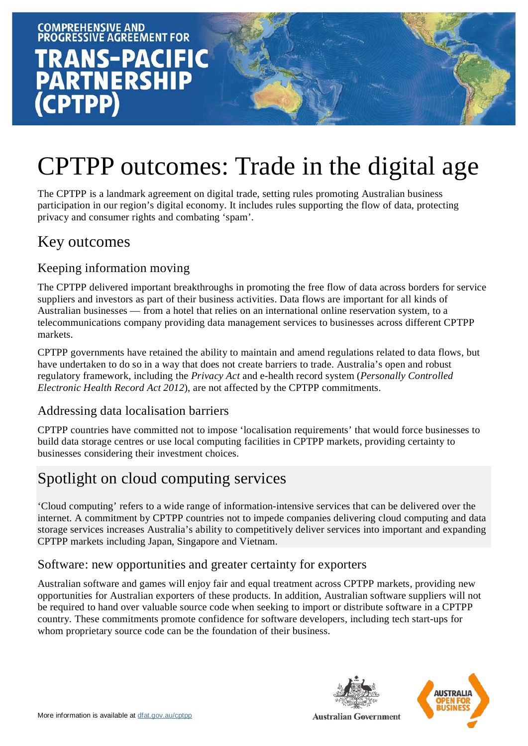COMPREHENSIVE AND PROGRESSIVE AGREEMENT FOR

**TRANS-PACIFIC PARTNERSHIP (CPTPP)**

# CPTPP outcomes: Trade in the digital age

The CPTPP is a landmark agreement on digital trade, setting rules promoting Australian business participation in our region's digital economy. It includes rules supporting the flow of data, protecting privacy and consumer rights and combating 'spam'.

## Key outcomes

### Keeping information moving

The CPTPP delivered important breakthroughs in promoting the free flow of data across borders for service suppliers and investors as part of their business activities. Data flows are important for all kinds of Australian businesses — from a hotel that relies on an international online reservation system, to a telecommunications company providing data management services to businesses across different CPTPP markets.

CPTPP governments have retained the ability to maintain and amend regulations related to data flows, but have undertaken to do so in a way that does not create barriers to trade. Australia's open and robust regulatory framework, including the *Privacy Act* and e-health record system (*Personally Controlled Electronic Health Record Act 2012*), are not affected by the CPTPP commitments.

### Addressing data localisation barriers

CPTPP countries have committed not to impose 'localisation requirements' that would force businesses to build data storage centres or use local computing facilities in CPTPP markets, providing certainty to businesses considering their investment choices.

## Spotlight on cloud computing services

'Cloud computing' refers to a wide range of information-intensive services that can be delivered over the internet. A commitment by CPTPP countries not to impede companies delivering cloud computing and data storage services increases Australia's ability to competitively deliver services into important and expanding CPTPP markets including Japan, Singapore and Vietnam.

### Software: new opportunities and greater certainty for exporters

Australian software and games will enjoy fair and equal treatment across CPTPP markets, providing new opportunities for Australian exporters of these products. In addition, Australian software suppliers will not be required to hand over valuable source code when seeking to import or distribute software in a CPTPP country. These commitments promote confidence for software developers, including tech start-ups for whom proprietary source code can be the foundation of their business.

More information is available at dfat.gov.au/cptpp

Australian Government

AUSTRALIA OPEN FOR BUSINESS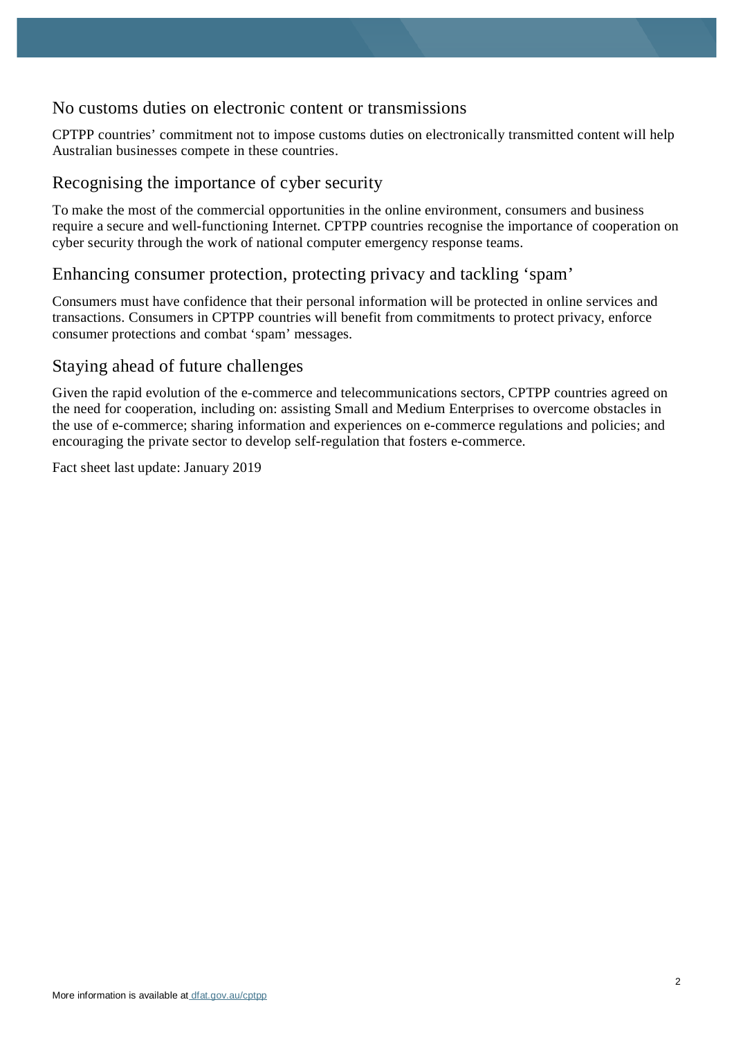## No customs duties on electronic content or transmissions

CPTPP countries' commitment not to impose customs duties on electronically transmitted content will help Australian businesses compete in these countries.

## Recognising the importance of cyber security

To make the most of the commercial opportunities in the online environment, consumers and business require a secure and well-functioning Internet. CPTPP countries recognise the importance of cooperation on cyber security through the work of national computer emergency response teams.

## Enhancing consumer protection, protecting privacy and tackling 'spam'

Consumers must have confidence that their personal information will be protected in online services and transactions. Consumers in CPTPP countries will benefit from commitments to protect privacy, enforce consumer protections and combat 'spam' messages.

## Staying ahead of future challenges

Given the rapid evolution of the e-commerce and telecommunications sectors, CPTPP countries agreed on the need for cooperation, including on: assisting Small and Medium Enterprises to overcome obstacles in the use of e-commerce; sharing information and experiences on e-commerce regulations and policies; and encouraging the private sector to develop self-regulation that fosters e-commerce.

Fact sheet last update: January 2019

More information is available at dfat.gov.au/cptpp